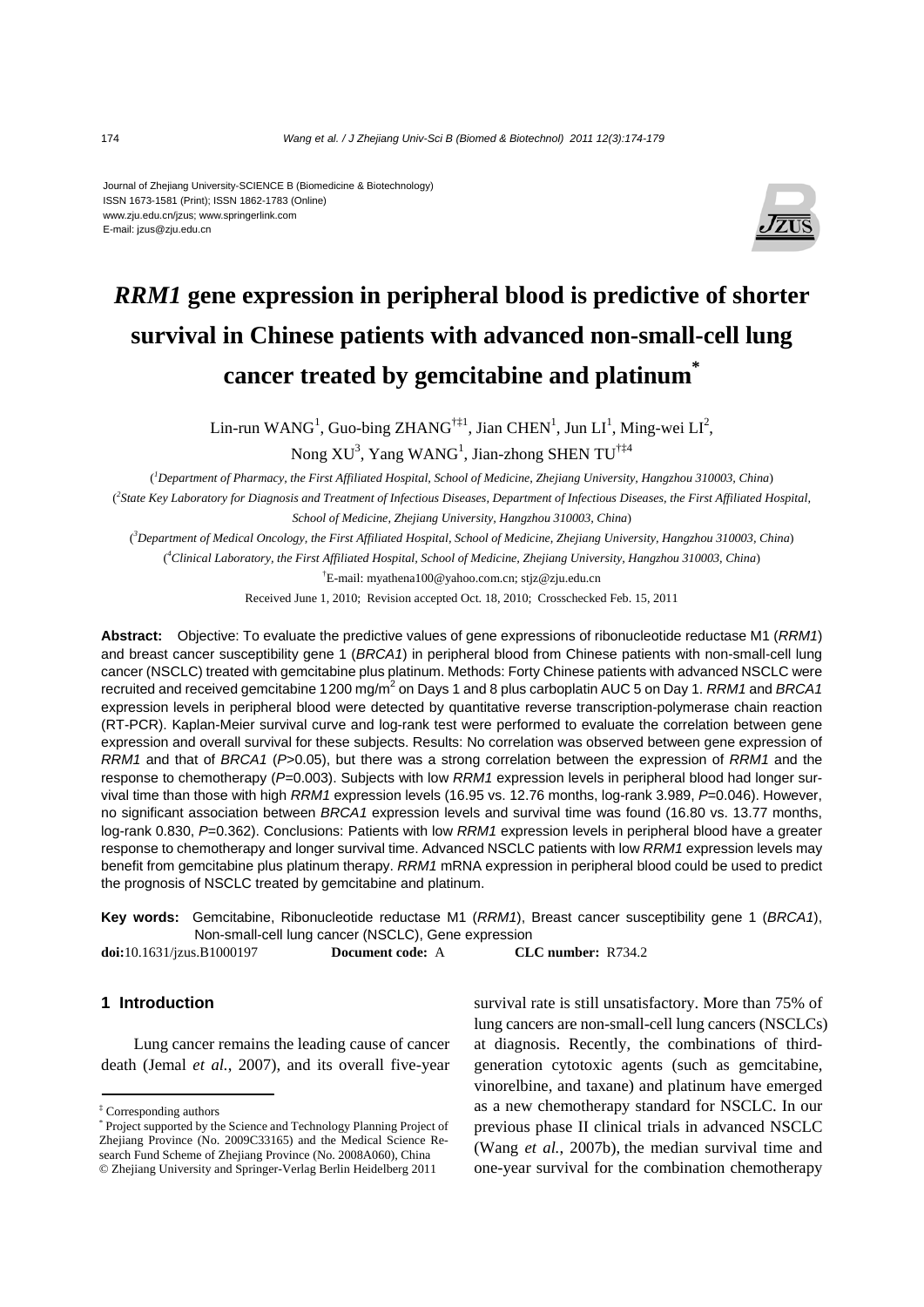Journal of Zhejiang University-SCIENCE B (Biomedicine & Biotechnology)
ISSN 1673-1581 (Print); ISSN 1862-1783 (Online)
www.zju.edu.cn/jzus; www.springerlink.com
E-mail: jzus@zju.edu.cn

# *RRM1* gene expression in peripheral blood is predictive of shorter survival in Chinese patients with advanced non-small-cell lung cancer treated by gemcitabine and platinum[*]

Lin-run WANG[1], Guo-bing ZHANG[†‡1], Jian CHEN[1], Jun LI[1], Ming-wei LI[2], Nong XU[3], Yang WANG[1], Jian-zhong SHEN TU[†‡4]

([1]*Department of Pharmacy, the First Affiliated Hospital, School of Medicine, Zhejiang University, Hangzhou 310003, China*)

([2]*State Key Laboratory for Diagnosis and Treatment of Infectious Diseases, Department of Infectious Diseases, the First Affiliated Hospital, School of Medicine, Zhejiang University, Hangzhou 310003, China*)

([3]*Department of Medical Oncology, the First Affiliated Hospital, School of Medicine, Zhejiang University, Hangzhou 310003, China*)

([4]*Clinical Laboratory, the First Affiliated Hospital, School of Medicine, Zhejiang University, Hangzhou 310003, China*)

[†]E-mail: myathena100@yahoo.com.cn; stjz@zju.edu.cn

Received June 1, 2010; Revision accepted Oct. 18, 2010; Crosschecked Feb. 15, 2011

**Abstract:** Objective: To evaluate the predictive values of gene expressions of ribonucleotide reductase M1 (*RRM1*) and breast cancer susceptibility gene 1 (*BRCA1*) in peripheral blood from Chinese patients with non-small-cell lung cancer (NSCLC) treated with gemcitabine plus platinum. Methods: Forty Chinese patients with advanced NSCLC were recruited and received gemcitabine 1200 mg/m$^2$ on Days 1 and 8 plus carboplatin AUC 5 on Day 1. *RRM1* and *BRCA1* expression levels in peripheral blood were detected by quantitative reverse transcription-polymerase chain reaction (RT-PCR). Kaplan-Meier survival curve and log-rank test were performed to evaluate the correlation between gene expression and overall survival for these subjects. Results: No correlation was observed between gene expression of *RRM1* and that of *BRCA1* ($P>0.05$), but there was a strong correlation between the expression of *RRM1* and the response to chemotherapy ($P=0.003$). Subjects with low *RRM1* expression levels in peripheral blood had longer survival time than those with high *RRM1* expression levels (16.95 vs. 12.76 months, log-rank 3.989, $P=0.046$). However, no significant association between *BRCA1* expression levels and survival time was found (16.80 vs. 13.77 months, log-rank 0.830, $P=0.362$). Conclusions: Patients with low *RRM1* expression levels in peripheral blood have a greater response to chemotherapy and longer survival time. Advanced NSCLC patients with low *RRM1* expression levels may benefit from gemcitabine plus platinum therapy. *RRM1* mRNA expression in peripheral blood could be used to predict the prognosis of NSCLC treated by gemcitabine and platinum.

**Key words:** Gemcitabine, Ribonucleotide reductase M1 (*RRM1*), Breast cancer susceptibility gene 1 (*BRCA1*), Non-small-cell lung cancer (NSCLC), Gene expression

**doi:**10.1631/jzus.B1000197 **Document code:** A **CLC number:** R734.2

## 1 Introduction

Lung cancer remains the leading cause of cancer death (Jemal *et al.*, 2007), and its overall five-year survival rate is still unsatisfactory. More than 75% of lung cancers are non-small-cell lung cancers (NSCLCs) at diagnosis. Recently, the combinations of third-generation cytotoxic agents (such as gemcitabine, vinorelbine, and taxane) and platinum have emerged as a new chemotherapy standard for NSCLC. In our previous phase II clinical trials in advanced NSCLC (Wang *et al.*, 2007b), the median survival time and one-year survival for the combination chemotherapy

---

[‡] Corresponding authors

[*] Project supported by the Science and Technology Planning Project of Zhejiang Province (No. 2009C33165) and the Medical Science Research Fund Scheme of Zhejiang Province (No. 2008A060), China

© Zhejiang University and Springer-Verlag Berlin Heidelberg 2011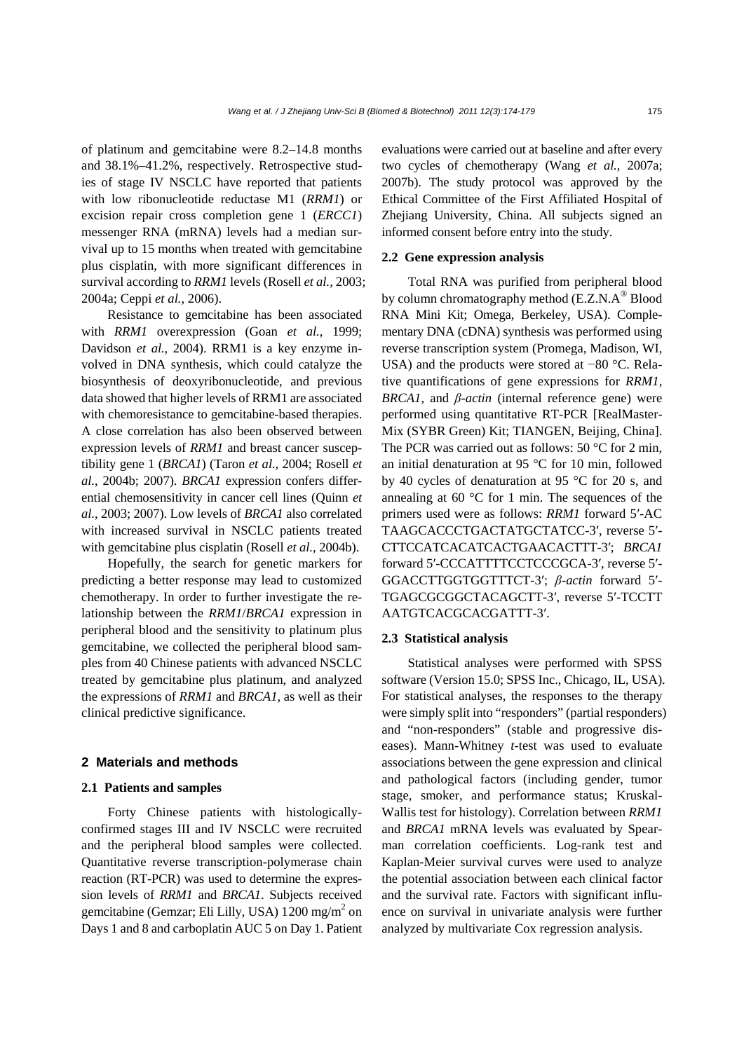of platinum and gemcitabine were 8.2–14.8 months and 38.1%–41.2%, respectively. Retrospective studies of stage IV NSCLC have reported that patients with low ribonucleotide reductase M1 (*RRM1*) or excision repair cross completion gene 1 (*ERCC1*) messenger RNA (mRNA) levels had a median survival up to 15 months when treated with gemcitabine plus cisplatin, with more significant differences in survival according to *RRM1* levels (Rosell *et al.*, 2003; 2004a; Ceppi *et al.*, 2006).

Resistance to gemcitabine has been associated with *RRM1* overexpression (Goan *et al.*, 1999; Davidson *et al.*, 2004). RRM1 is a key enzyme involved in DNA synthesis, which could catalyze the biosynthesis of deoxyribonucleotide, and previous data showed that higher levels of RRM1 are associated with chemoresistance to gemcitabine-based therapies. A close correlation has also been observed between expression levels of *RRM1* and breast cancer susceptibility gene 1 (*BRCA1*) (Taron *et al.*, 2004; Rosell *et al.*, 2004b; 2007). *BRCA1* expression confers differential chemosensitivity in cancer cell lines (Quinn *et al.*, 2003; 2007). Low levels of *BRCA1* also correlated with increased survival in NSCLC patients treated with gemcitabine plus cisplatin (Rosell *et al.*, 2004b).

Hopefully, the search for genetic markers for predicting a better response may lead to customized chemotherapy. In order to further investigate the relationship between the *RRM1*/*BRCA1* expression in peripheral blood and the sensitivity to platinum plus gemcitabine, we collected the peripheral blood samples from 40 Chinese patients with advanced NSCLC treated by gemcitabine plus platinum, and analyzed the expressions of *RRM1* and *BRCA1*, as well as their clinical predictive significance.

## 2 Materials and methods

### 2.1 Patients and samples

Forty Chinese patients with histologically-confirmed stages III and IV NSCLC were recruited and the peripheral blood samples were collected. Quantitative reverse transcription-polymerase chain reaction (RT-PCR) was used to determine the expression levels of *RRM1* and *BRCA1*. Subjects received gemcitabine (Gemzar; Eli Lilly, USA) 1200 mg/m$^2$ on Days 1 and 8 and carboplatin AUC 5 on Day 1. Patient evaluations were carried out at baseline and after every two cycles of chemotherapy (Wang *et al.*, 2007a; 2007b). The study protocol was approved by the Ethical Committee of the First Affiliated Hospital of Zhejiang University, China. All subjects signed an informed consent before entry into the study.

### 2.2 Gene expression analysis

Total RNA was purified from peripheral blood by column chromatography method (E.Z.N.A® Blood RNA Mini Kit; Omega, Berkeley, USA). Complementary DNA (cDNA) synthesis was performed using reverse transcription system (Promega, Madison, WI, USA) and the products were stored at −80 °C. Relative quantifications of gene expressions for *RRM1*, *BRCA1*, and *β-actin* (internal reference gene) were performed using quantitative RT-PCR [RealMasterMix (SYBR Green) Kit; TIANGEN, Beijing, China]. The PCR was carried out as follows: 50 °C for 2 min, an initial denaturation at 95 °C for 10 min, followed by 40 cycles of denaturation at 95 °C for 20 s, and annealing at 60 °C for 1 min. The sequences of the primers used were as follows: *RRM1* forward 5′-ACTAAGCACCCTGACTATGCTATCC-3′, reverse 5′-CTTCCATCACATCACTGAACACTTT-3′; *BRCA1* forward 5′-CCCATTTTCCTCCCGCA-3′, reverse 5′-GGACCTTGGTGGTTTCT-3′; *β-actin* forward 5′-TGAGCGCGGCTACAGCTT-3′, reverse 5′-TCCTTAATGTCACGCACGATTT-3′.

### 2.3 Statistical analysis

Statistical analyses were performed with SPSS software (Version 15.0; SPSS Inc., Chicago, IL, USA). For statistical analyses, the responses to the therapy were simply split into "responders" (partial responders) and "non-responders" (stable and progressive diseases). Mann-Whitney *t*-test was used to evaluate associations between the gene expression and clinical and pathological factors (including gender, tumor stage, smoker, and performance status; Kruskal-Wallis test for histology). Correlation between *RRM1* and *BRCA1* mRNA levels was evaluated by Spearman correlation coefficients. Log-rank test and Kaplan-Meier survival curves were used to analyze the potential association between each clinical factor and the survival rate. Factors with significant influence on survival in univariate analysis were further analyzed by multivariate Cox regression analysis.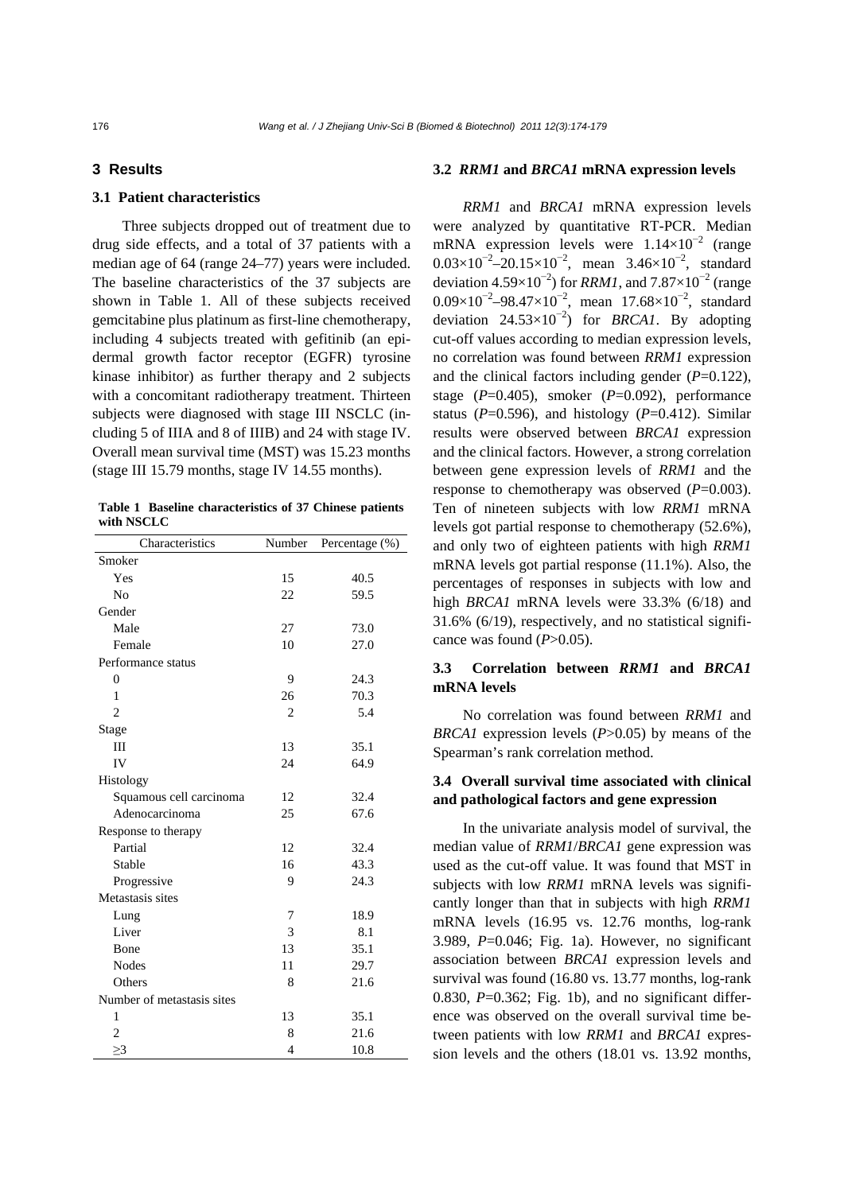## 3 Results

### 3.1 Patient characteristics

Three subjects dropped out of treatment due to drug side effects, and a total of 37 patients with a median age of 64 (range 24–77) years were included. The baseline characteristics of the 37 subjects are shown in Table 1. All of these subjects received gemcitabine plus platinum as first-line chemotherapy, including 4 subjects treated with gefitinib (an epidermal growth factor receptor (EGFR) tyrosine kinase inhibitor) as further therapy and 2 subjects with a concomitant radiotherapy treatment. Thirteen subjects were diagnosed with stage III NSCLC (including 5 of IIIA and 8 of IIIB) and 24 with stage IV. Overall mean survival time (MST) was 15.23 months (stage III 15.79 months, stage IV 14.55 months).

**Table 1 Baseline characteristics of 37 Chinese patients with NSCLC**

| Characteristics | Number | Percentage (%) |
|---|---|---|
| Smoker | | |
| Yes | 15 | 40.5 |
| No | 22 | 59.5 |
| Gender | | |
| Male | 27 | 73.0 |
| Female | 10 | 27.0 |
| Performance status | | |
| 0 | 9 | 24.3 |
| 1 | 26 | 70.3 |
| 2 | 2 | 5.4 |
| Stage | | |
| III | 13 | 35.1 |
| IV | 24 | 64.9 |
| Histology | | |
| Squamous cell carcinoma | 12 | 32.4 |
| Adenocarcinoma | 25 | 67.6 |
| Response to therapy | | |
| Partial | 12 | 32.4 |
| Stable | 16 | 43.3 |
| Progressive | 9 | 24.3 |
| Metastasis sites | | |
| Lung | 7 | 18.9 |
| Liver | 3 | 8.1 |
| Bone | 13 | 35.1 |
| Nodes | 11 | 29.7 |
| Others | 8 | 21.6 |
| Number of metastasis sites | | |
| 1 | 13 | 35.1 |
| 2 | 8 | 21.6 |
| ≥3 | 4 | 10.8 |

### 3.2 *RRM1* and *BRCA1* mRNA expression levels

*RRM1* and *BRCA1* mRNA expression levels were analyzed by quantitative RT-PCR. Median mRNA expression levels were $1.14\times10^{-2}$ (range $0.03\times10^{-2}$–$20.15\times10^{-2}$, mean $3.46\times10^{-2}$, standard deviation $4.59\times10^{-2}$) for *RRM1*, and $7.87\times10^{-2}$ (range $0.09\times10^{-2}$–$98.47\times10^{-2}$, mean $17.68\times10^{-2}$, standard deviation $24.53\times10^{-2}$) for *BRCA1*. By adopting cut-off values according to median expression levels, no correlation was found between *RRM1* expression and the clinical factors including gender ($P$=0.122), stage ($P$=0.405), smoker ($P$=0.092), performance status ($P$=0.596), and histology ($P$=0.412). Similar results were observed between *BRCA1* expression and the clinical factors. However, a strong correlation between gene expression levels of *RRM1* and the response to chemotherapy was observed ($P$=0.003). Ten of nineteen subjects with low *RRM1* mRNA levels got partial response to chemotherapy (52.6%), and only two of eighteen patients with high *RRM1* mRNA levels got partial response (11.1%). Also, the percentages of responses in subjects with low and high *BRCA1* mRNA levels were 33.3% (6/18) and 31.6% (6/19), respectively, and no statistical significance was found ($P$>0.05).

### 3.3 Correlation between *RRM1* and *BRCA1* mRNA levels

No correlation was found between *RRM1* and *BRCA1* expression levels ($P$>0.05) by means of the Spearman's rank correlation method.

### 3.4 Overall survival time associated with clinical and pathological factors and gene expression

In the univariate analysis model of survival, the median value of *RRM1*/*BRCA1* gene expression was used as the cut-off value. It was found that MST in subjects with low *RRM1* mRNA levels was significantly longer than that in subjects with high *RRM1* mRNA levels (16.95 vs. 12.76 months, log-rank 3.989, $P$=0.046; Fig. 1a). However, no significant association between *BRCA1* expression levels and survival was found (16.80 vs. 13.77 months, log-rank 0.830, $P$=0.362; Fig. 1b), and no significant difference was observed on the overall survival time between patients with low *RRM1* and *BRCA1* expression levels and the others (18.01 vs. 13.92 months,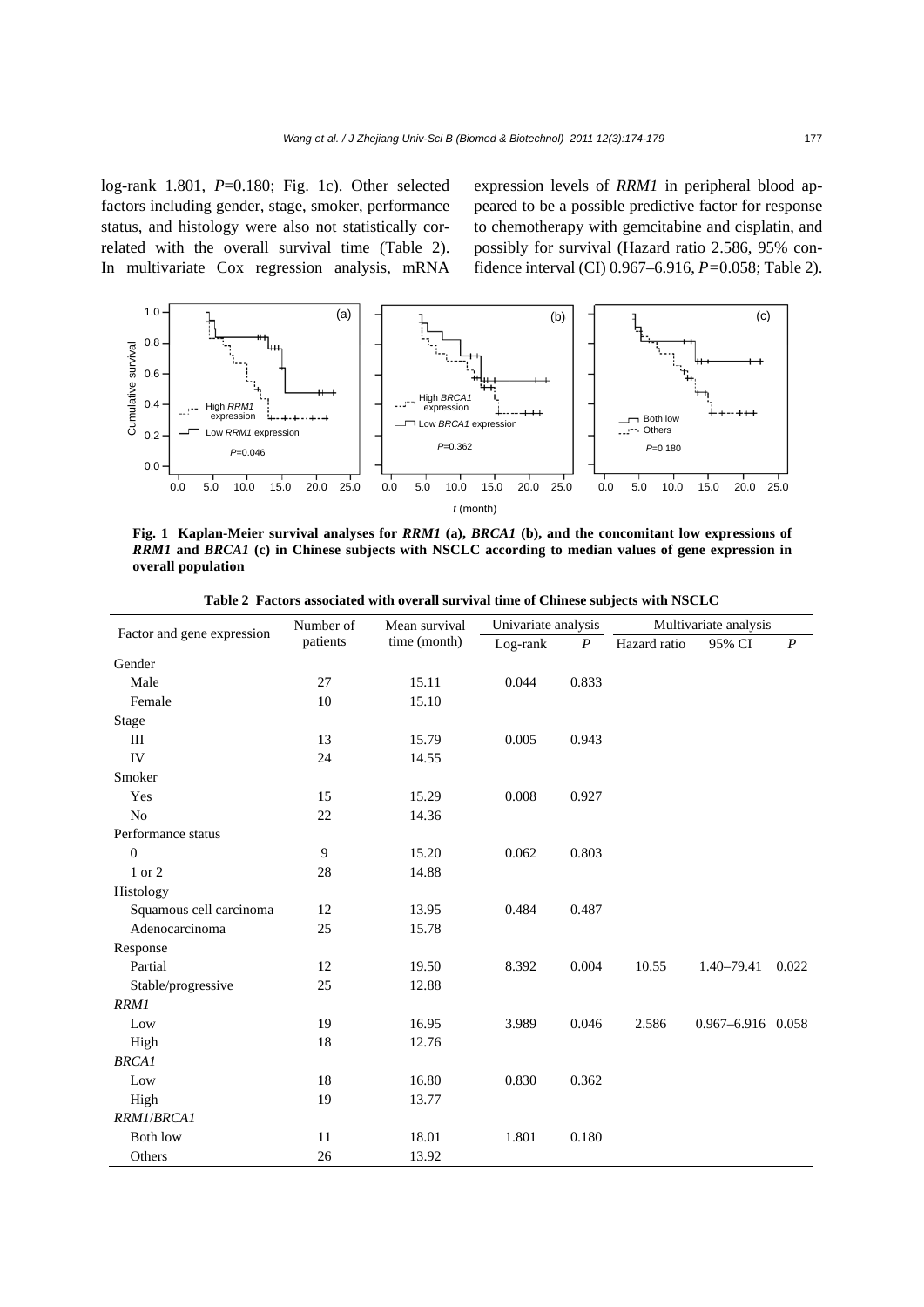log-rank 1.801, $P$=0.180; Fig. 1c). Other selected factors including gender, stage, smoker, performance status, and histology were also not statistically correlated with the overall survival time (Table 2). In multivariate Cox regression analysis, mRNA expression levels of *RRM1* in peripheral blood appeared to be a possible predictive factor for response to chemotherapy with gemcitabine and cisplatin, and possibly for survival (Hazard ratio 2.586, 95% confidence interval (CI) 0.967–6.916, $P$=0.058; Table 2).

**Fig. 1 Kaplan-Meier survival analyses for *RRM1* (a), *BRCA1* (b), and the concomitant low expressions of *RRM1* and *BRCA1* (c) in Chinese subjects with NSCLC according to median values of gene expression in overall population**

**Table 2 Factors associated with overall survival time of Chinese subjects with NSCLC**

| Factor and gene expression | Number of patients | Mean survival time (month) | Univariate analysis | | Multivariate analysis | | |
|---|---|---|---|---|---|---|---|
| | | | Log-rank | $P$ | Hazard ratio | 95% CI | $P$ |
| Gender | | | | | | | |
| Male | 27 | 15.11 | 0.044 | 0.833 | | | |
| Female | 10 | 15.10 | | | | | |
| Stage | | | | | | | |
| III | 13 | 15.79 | 0.005 | 0.943 | | | |
| IV | 24 | 14.55 | | | | | |
| Smoker | | | | | | | |
| Yes | 15 | 15.29 | 0.008 | 0.927 | | | |
| No | 22 | 14.36 | | | | | |
| Performance status | | | | | | | |
| 0 | 9 | 15.20 | 0.062 | 0.803 | | | |
| 1 or 2 | 28 | 14.88 | | | | | |
| Histology | | | | | | | |
| Squamous cell carcinoma | 12 | 13.95 | 0.484 | 0.487 | | | |
| Adenocarcinoma | 25 | 15.78 | | | | | |
| Response | | | | | | | |
| Partial | 12 | 19.50 | 8.392 | 0.004 | 10.55 | 1.40–79.41 | 0.022 |
| Stable/progressive | 25 | 12.88 | | | | | |
| *RRM1* | | | | | | | |
| Low | 19 | 16.95 | 3.989 | 0.046 | 2.586 | 0.967–6.916 | 0.058 |
| High | 18 | 12.76 | | | | | |
| *BRCA1* | | | | | | | |
| Low | 18 | 16.80 | 0.830 | 0.362 | | | |
| High | 19 | 13.77 | | | | | |
| *RRM1*/*BRCA1* | | | | | | | |
| Both low | 11 | 18.01 | 1.801 | 0.180 | | | |
| Others | 26 | 13.92 | | | | | |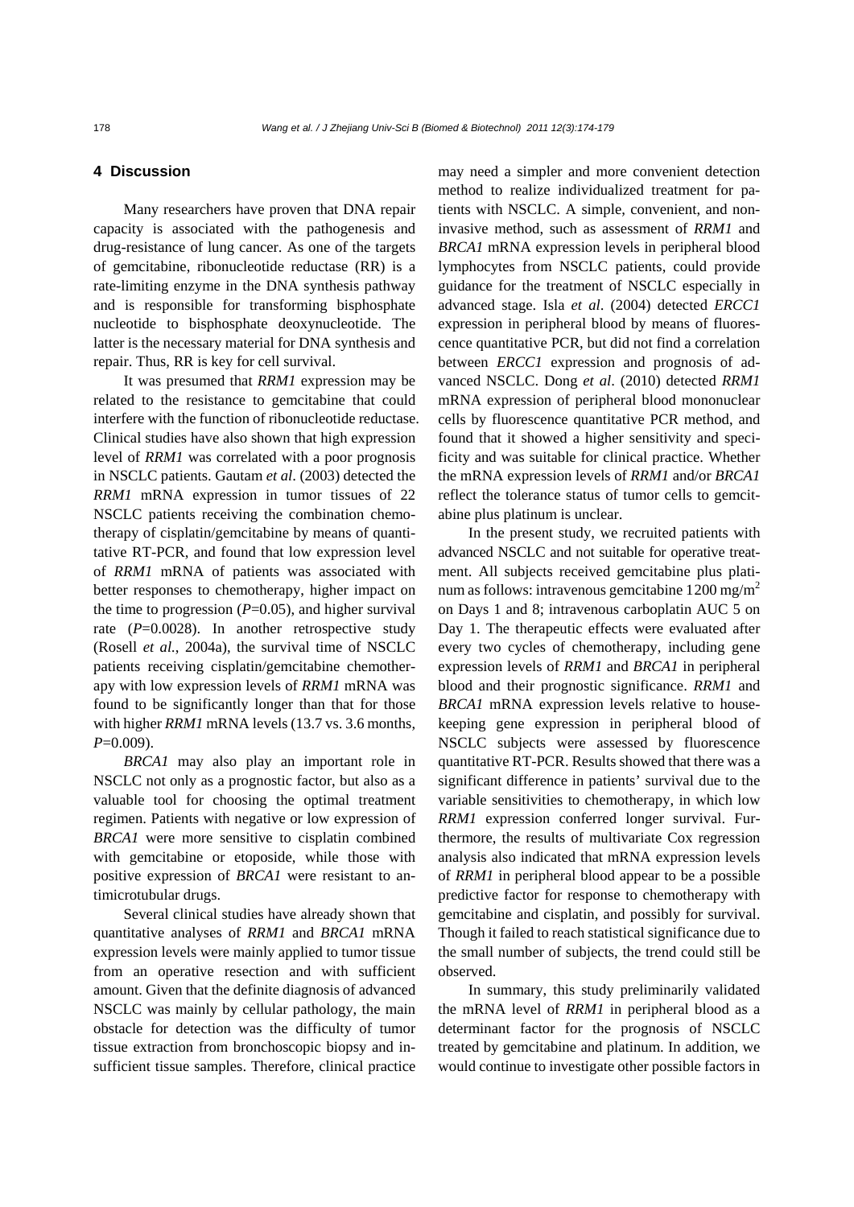## 4 Discussion

Many researchers have proven that DNA repair capacity is associated with the pathogenesis and drug-resistance of lung cancer. As one of the targets of gemcitabine, ribonucleotide reductase (RR) is a rate-limiting enzyme in the DNA synthesis pathway and is responsible for transforming bisphosphate nucleotide to bisphosphate deoxynucleotide. The latter is the necessary material for DNA synthesis and repair. Thus, RR is key for cell survival.

It was presumed that *RRM1* expression may be related to the resistance to gemcitabine that could interfere with the function of ribonucleotide reductase. Clinical studies have also shown that high expression level of *RRM1* was correlated with a poor prognosis in NSCLC patients. Gautam *et al*. (2003) detected the *RRM1* mRNA expression in tumor tissues of 22 NSCLC patients receiving the combination chemotherapy of cisplatin/gemcitabine by means of quantitative RT-PCR, and found that low expression level of *RRM1* mRNA of patients was associated with better responses to chemotherapy, higher impact on the time to progression ($P$=0.05), and higher survival rate ($P$=0.0028). In another retrospective study (Rosell *et al.*, 2004a), the survival time of NSCLC patients receiving cisplatin/gemcitabine chemotherapy with low expression levels of *RRM1* mRNA was found to be significantly longer than that for those with higher *RRM1* mRNA levels (13.7 vs. 3.6 months, $P$=0.009).

*BRCA1* may also play an important role in NSCLC not only as a prognostic factor, but also as a valuable tool for choosing the optimal treatment regimen. Patients with negative or low expression of *BRCA1* were more sensitive to cisplatin combined with gemcitabine or etoposide, while those with positive expression of *BRCA1* were resistant to antimicrotubular drugs.

Several clinical studies have already shown that quantitative analyses of *RRM1* and *BRCA1* mRNA expression levels were mainly applied to tumor tissue from an operative resection and with sufficient amount. Given that the definite diagnosis of advanced NSCLC was mainly by cellular pathology, the main obstacle for detection was the difficulty of tumor tissue extraction from bronchoscopic biopsy and insufficient tissue samples. Therefore, clinical practice may need a simpler and more convenient detection method to realize individualized treatment for patients with NSCLC. A simple, convenient, and noninvasive method, such as assessment of *RRM1* and *BRCA1* mRNA expression levels in peripheral blood lymphocytes from NSCLC patients, could provide guidance for the treatment of NSCLC especially in advanced stage. Isla *et al*. (2004) detected *ERCC1* expression in peripheral blood by means of fluorescence quantitative PCR, but did not find a correlation between *ERCC1* expression and prognosis of advanced NSCLC. Dong *et al*. (2010) detected *RRM1* mRNA expression of peripheral blood mononuclear cells by fluorescence quantitative PCR method, and found that it showed a higher sensitivity and specificity and was suitable for clinical practice. Whether the mRNA expression levels of *RRM1* and/or *BRCA1* reflect the tolerance status of tumor cells to gemcitabine plus platinum is unclear.

In the present study, we recruited patients with advanced NSCLC and not suitable for operative treatment. All subjects received gemcitabine plus platinum as follows: intravenous gemcitabine 1200 mg/m$^2$ on Days 1 and 8; intravenous carboplatin AUC 5 on Day 1. The therapeutic effects were evaluated after every two cycles of chemotherapy, including gene expression levels of *RRM1* and *BRCA1* in peripheral blood and their prognostic significance. *RRM1* and *BRCA1* mRNA expression levels relative to housekeeping gene expression in peripheral blood of NSCLC subjects were assessed by fluorescence quantitative RT-PCR. Results showed that there was a significant difference in patients' survival due to the variable sensitivities to chemotherapy, in which low *RRM1* expression conferred longer survival. Furthermore, the results of multivariate Cox regression analysis also indicated that mRNA expression levels of *RRM1* in peripheral blood appear to be a possible predictive factor for response to chemotherapy with gemcitabine and cisplatin, and possibly for survival. Though it failed to reach statistical significance due to the small number of subjects, the trend could still be observed.

In summary, this study preliminarily validated the mRNA level of *RRM1* in peripheral blood as a determinant factor for the prognosis of NSCLC treated by gemcitabine and platinum. In addition, we would continue to investigate other possible factors in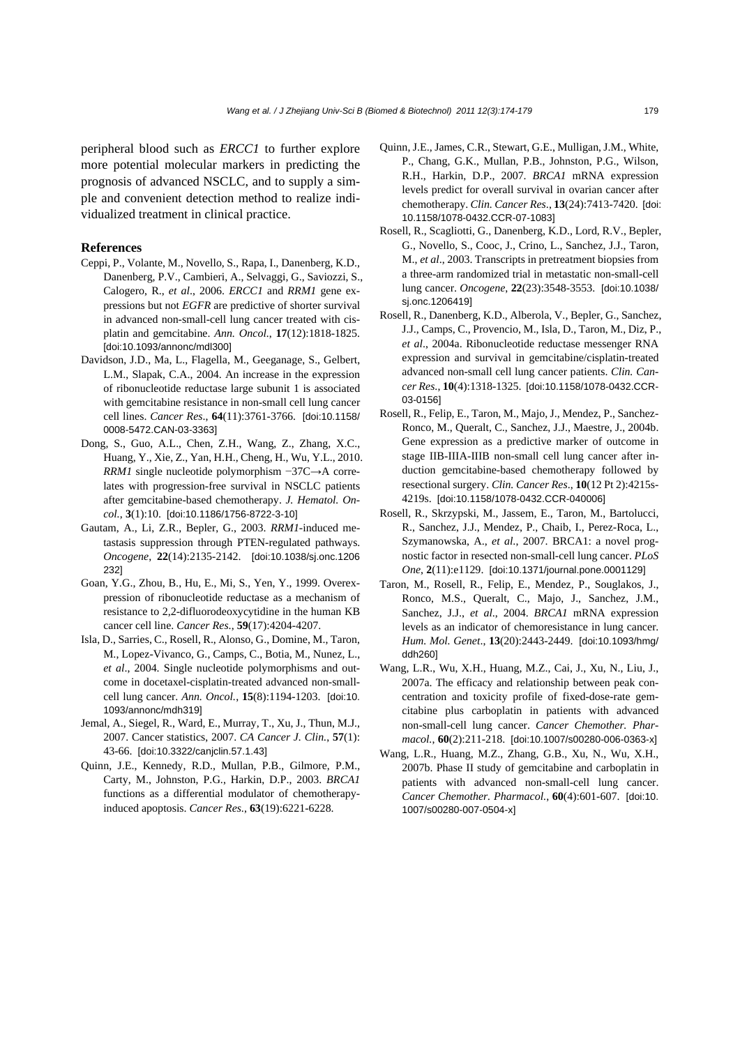peripheral blood such as *ERCC1* to further explore more potential molecular markers in predicting the prognosis of advanced NSCLC, and to supply a simple and convenient detection method to realize individualized treatment in clinical practice.

## References

Ceppi, P., Volante, M., Novello, S., Rapa, I., Danenberg, K.D., Danenberg, P.V., Cambieri, A., Selvaggi, G., Saviozzi, S., Calogero, R., *et al*., 2006. *ERCC1* and *RRM1* gene expressions but not *EGFR* are predictive of shorter survival in advanced non-small-cell lung cancer treated with cisplatin and gemcitabine. *Ann. Oncol.*, **17**(12):1818-1825. [doi:10.1093/annonc/mdl300]

Davidson, J.D., Ma, L., Flagella, M., Geeganage, S., Gelbert, L.M., Slapak, C.A., 2004. An increase in the expression of ribonucleotide reductase large subunit 1 is associated with gemcitabine resistance in non-small cell lung cancer cell lines. *Cancer Res*., **64**(11):3761-3766. [doi:10.1158/0008-5472.CAN-03-3363]

Dong, S., Guo, A.L., Chen, Z.H., Wang, Z., Zhang, X.C., Huang, Y., Xie, Z., Yan, H.H., Cheng, H., Wu, Y.L., 2010. *RRM1* single nucleotide polymorphism −37C→A correlates with progression-free survival in NSCLC patients after gemcitabine-based chemotherapy. *J. Hematol. Oncol.*, **3**(1):10. [doi:10.1186/1756-8722-3-10]

Gautam, A., Li, Z.R., Bepler, G., 2003. *RRM1*-induced metastasis suppression through PTEN-regulated pathways. *Oncogene*, **22**(14):2135-2142. [doi:10.1038/sj.onc.1206232]

Goan, Y.G., Zhou, B., Hu, E., Mi, S., Yen, Y., 1999. Overexpression of ribonucleotide reductase as a mechanism of resistance to 2,2-difluorodeoxycytidine in the human KB cancer cell line. *Cancer Res.*, **59**(17):4204-4207.

Isla, D., Sarries, C., Rosell, R., Alonso, G., Domine, M., Taron, M., Lopez-Vivanco, G., Camps, C., Botia, M., Nunez, L., *et al*., 2004. Single nucleotide polymorphisms and outcome in docetaxel-cisplatin-treated advanced non-small-cell lung cancer. *Ann. Oncol.*, **15**(8):1194-1203. [doi:10.1093/annonc/mdh319]

Jemal, A., Siegel, R., Ward, E., Murray, T., Xu, J., Thun, M.J., 2007. Cancer statistics, 2007. *CA Cancer J. Clin.*, **57**(1):43-66. [doi:10.3322/canjclin.57.1.43]

Quinn, J.E., Kennedy, R.D., Mullan, P.B., Gilmore, P.M., Carty, M., Johnston, P.G., Harkin, D.P., 2003. *BRCA1* functions as a differential modulator of chemotherapy-induced apoptosis. *Cancer Res.*, **63**(19):6221-6228.

Quinn, J.E., James, C.R., Stewart, G.E., Mulligan, J.M., White, P., Chang, G.K., Mullan, P.B., Johnston, P.G., Wilson, R.H., Harkin, D.P., 2007. *BRCA1* mRNA expression levels predict for overall survival in ovarian cancer after chemotherapy. *Clin. Cancer Res*., **13**(24):7413-7420. [doi:10.1158/1078-0432.CCR-07-1083]

Rosell, R., Scagliotti, G., Danenberg, K.D., Lord, R.V., Bepler, G., Novello, S., Cooc, J., Crino, L., Sanchez, J.J., Taron, M., *et al*., 2003. Transcripts in pretreatment biopsies from a three-arm randomized trial in metastatic non-small-cell lung cancer. *Oncogene*, **22**(23):3548-3553. [doi:10.1038/sj.onc.1206419]

Rosell, R., Danenberg, K.D., Alberola, V., Bepler, G., Sanchez, J.J., Camps, C., Provencio, M., Isla, D., Taron, M., Diz, P., *et al*., 2004a. Ribonucleotide reductase messenger RNA expression and survival in gemcitabine/cisplatin-treated advanced non-small cell lung cancer patients. *Clin. Cancer Res.*, **10**(4):1318-1325. [doi:10.1158/1078-0432.CCR-03-0156]

Rosell, R., Felip, E., Taron, M., Majo, J., Mendez, P., Sanchez-Ronco, M., Queralt, C., Sanchez, J.J., Maestre, J., 2004b. Gene expression as a predictive marker of outcome in stage IIB-IIIA-IIIB non-small cell lung cancer after induction gemcitabine-based chemotherapy followed by resectional surgery. *Clin. Cancer Res*., **10**(12 Pt 2):4215s-4219s. [doi:10.1158/1078-0432.CCR-040006]

Rosell, R., Skrzypski, M., Jassem, E., Taron, M., Bartolucci, R., Sanchez, J.J., Mendez, P., Chaib, I., Perez-Roca, L., Szymanowska, A., *et al*., 2007. BRCA1: a novel prognostic factor in resected non-small-cell lung cancer. *PLoS One*, **2**(11):e1129. [doi:10.1371/journal.pone.0001129]

Taron, M., Rosell, R., Felip, E., Mendez, P., Souglakos, J., Ronco, M.S., Queralt, C., Majo, J., Sanchez, J.M., Sanchez, J.J., *et al*., 2004. *BRCA1* mRNA expression levels as an indicator of chemoresistance in lung cancer. *Hum. Mol. Genet*., **13**(20):2443-2449. [doi:10.1093/hmg/ddh260]

Wang, L.R., Wu, X.H., Huang, M.Z., Cai, J., Xu, N., Liu, J., 2007a. The efficacy and relationship between peak concentration and toxicity profile of fixed-dose-rate gemcitabine plus carboplatin in patients with advanced non-small-cell lung cancer. *Cancer Chemother. Pharmacol.*, **60**(2):211-218. [doi:10.1007/s00280-006-0363-x]

Wang, L.R., Huang, M.Z., Zhang, G.B., Xu, N., Wu, X.H., 2007b. Phase II study of gemcitabine and carboplatin in patients with advanced non-small-cell lung cancer. *Cancer Chemother. Pharmacol.*, **60**(4):601-607. [doi:10.1007/s00280-007-0504-x]